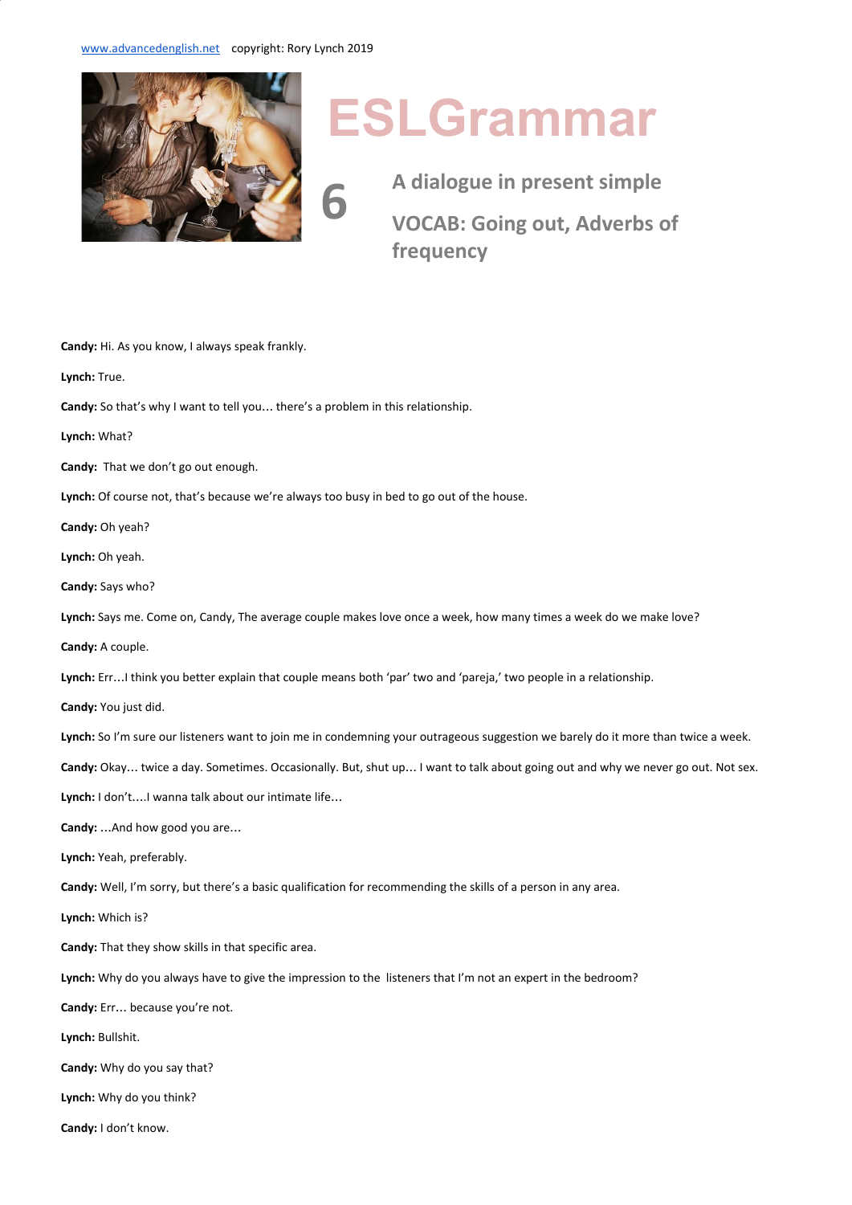www.advancedenglish.net copyright: Rory Lynch 2019

# ESLGrammar

## 6

### A dialogue in present simple

### VOCAB: Going out, Adverbs of frequency

**Candy:** Hi. As you know, I always speak frankly.

**Lynch:** True.

**Candy:** So that's why I want to tell you… there's a problem in this relationship.

**Lynch:** What?

**Candy:** That we don't go out enough.

**Lynch:** Of course not, that's because we're always too busy in bed to go out of the house.

**Candy:** Oh yeah?

**Lynch:** Oh yeah.

**Candy:** Says who?

**Lynch:** Says me. Come on, Candy, The average couple makes love once a week, how many times a week do we make love?

**Candy:** A couple.

**Lynch:** Err…I think you better explain that couple means both 'par' two and 'pareja,' two people in a relationship.

**Candy:** You just did.

**Lynch:** So I'm sure our listeners want to join me in condemning your outrageous suggestion we barely do it more than twice a week.

**Candy:** Okay… twice a day. Sometimes. Occasionally. But, shut up… I want to talk about going out and why we never go out. Not sex.

**Lynch:** I don't….I wanna talk about our intimate life…

**Candy:** …And how good you are…

**Lynch:** Yeah, preferably.

**Candy:** Well, I'm sorry, but there's a basic qualification for recommending the skills of a person in any area.

**Lynch:** Which is?

**Candy:** That they show skills in that specific area.

**Lynch:** Why do you always have to give the impression to the listeners that I'm not an expert in the bedroom?

**Candy:** Err… because you're not.

**Lynch:** Bullshit.

**Candy:** Why do you say that?

**Lynch:** Why do you think?

**Candy:** I don't know.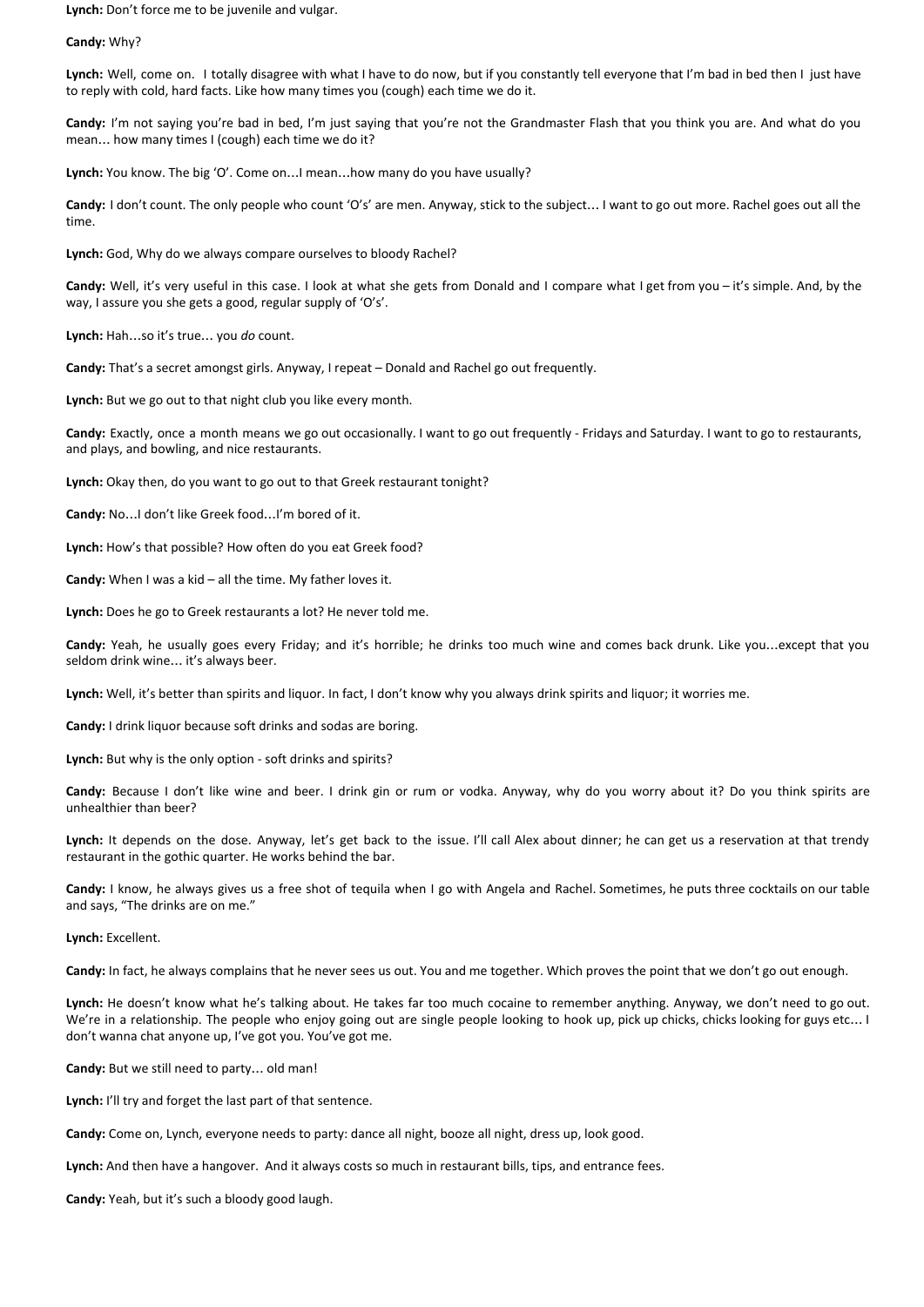**Lynch:** Don't force me to be juvenile and vulgar.

**Candy:** Why?

**Lynch:** Well, come on. I totally disagree with what I have to do now, but if you constantly tell everyone that I'm bad in bed then I just have to reply with cold, hard facts. Like how many times you (cough) each time we do it.

**Candy:** I'm not saying you're bad in bed, I'm just saying that you're not the Grandmaster Flash that you think you are. And what do you mean… how many times I (cough) each time we do it?

**Lynch:** You know. The big 'O'. Come on…I mean…how many do you have usually?

**Candy:** I don't count. The only people who count 'O's' are men. Anyway, stick to the subject… I want to go out more. Rachel goes out all the time.

**Lynch:** God, Why do we always compare ourselves to bloody Rachel?

**Candy:** Well, it's very useful in this case. I look at what she gets from Donald and I compare what I get from you – it's simple. And, by the way, I assure you she gets a good, regular supply of 'O's'.

**Lynch:** Hah…so it's true… you *do* count.

**Candy:** That's a secret amongst girls. Anyway, I repeat – Donald and Rachel go out frequently.

**Lynch:** But we go out to that night club you like every month.

**Candy:** Exactly, once a month means we go out occasionally. I want to go out frequently - Fridays and Saturday. I want to go to restaurants, and plays, and bowling, and nice restaurants.

**Lynch:** Okay then, do you want to go out to that Greek restaurant tonight?

**Candy:** No…I don't like Greek food…I'm bored of it.

**Lynch:** How's that possible? How often do you eat Greek food?

**Candy:** When I was a kid – all the time. My father loves it.

**Lynch:** Does he go to Greek restaurants a lot? He never told me.

**Candy:** Yeah, he usually goes every Friday; and it's horrible; he drinks too much wine and comes back drunk. Like you…except that you seldom drink wine… it's always beer.

**Lynch:** Well, it's better than spirits and liquor. In fact, I don't know why you always drink spirits and liquor; it worries me.

**Candy:** I drink liquor because soft drinks and sodas are boring.

**Lynch:** But why is the only option - soft drinks and spirits?

**Candy:** Because I don't like wine and beer. I drink gin or rum or vodka. Anyway, why do you worry about it? Do you think spirits are unhealthier than beer?

**Lynch:** It depends on the dose. Anyway, let's get back to the issue. I'll call Alex about dinner; he can get us a reservation at that trendy restaurant in the gothic quarter. He works behind the bar.

**Candy:** I know, he always gives us a free shot of tequila when I go with Angela and Rachel. Sometimes, he puts three cocktails on our table and says, "The drinks are on me."

**Lynch:** Excellent.

**Candy:** In fact, he always complains that he never sees us out. You and me together. Which proves the point that we don't go out enough.

**Lynch:** He doesn't know what he's talking about. He takes far too much cocaine to remember anything. Anyway, we don't need to go out. We're in a relationship. The people who enjoy going out are single people looking to hook up, pick up chicks, chicks looking for guys etc… I don't wanna chat anyone up, I've got you. You've got me.

**Candy:** But we still need to party… old man!

**Lynch:** I'll try and forget the last part of that sentence.

**Candy:** Come on, Lynch, everyone needs to party: dance all night, booze all night, dress up, look good.

**Lynch:** And then have a hangover. And it always costs so much in restaurant bills, tips, and entrance fees.

**Candy:** Yeah, but it's such a bloody good laugh.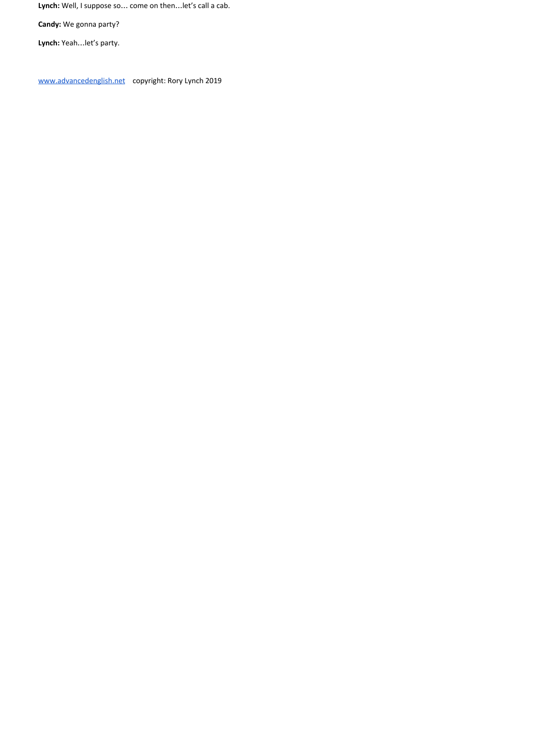**Lynch:** Well, I suppose so… come on then…let's call a cab.

**Candy:** We gonna party?

**Lynch:** Yeah…let's party.

[www.advancedenglish.net](http://www.advancedenglish.net) copyright: Rory Lynch 2019